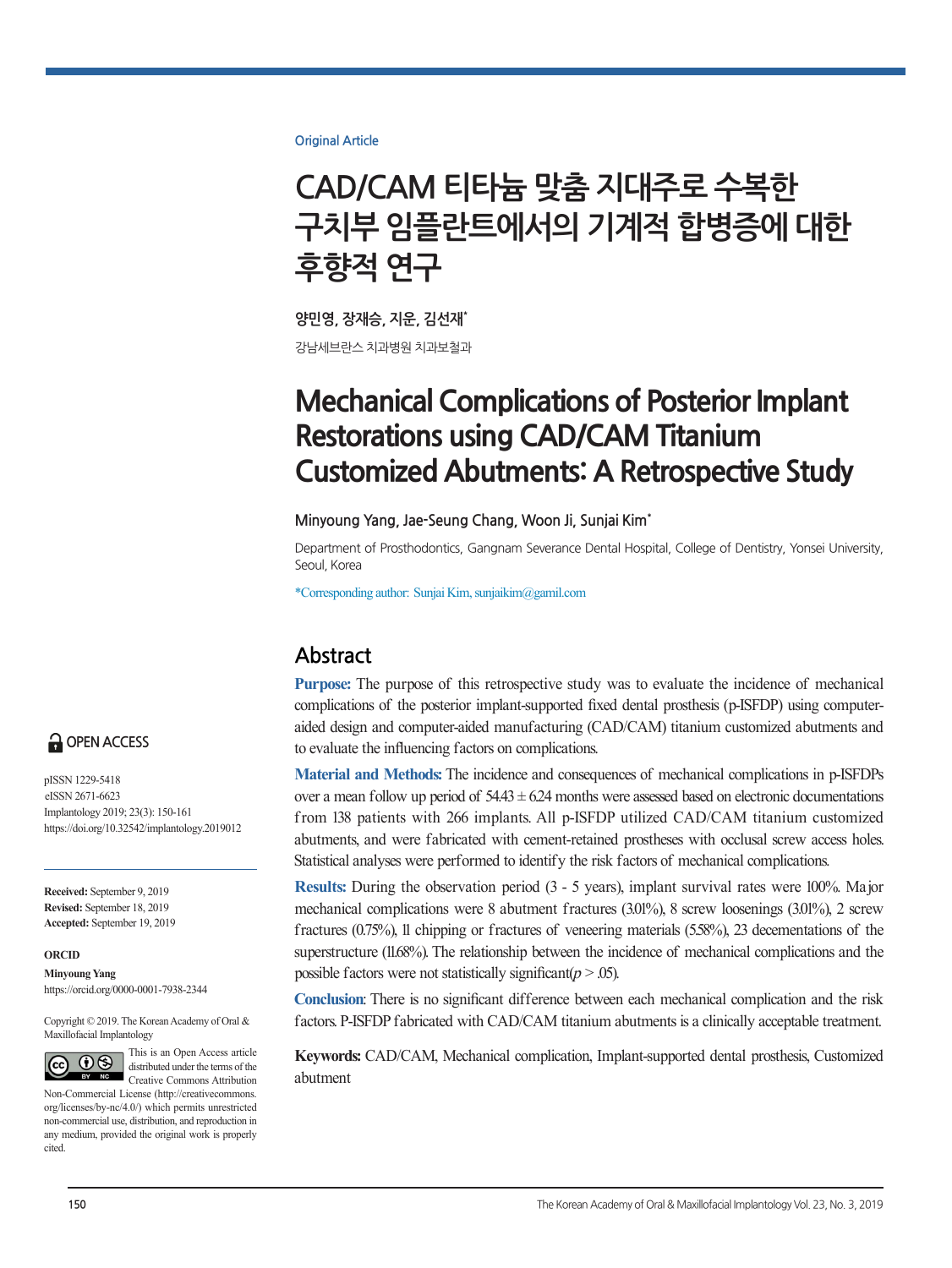Original Article

# CAD/CAM 티타늄 맞춤 지대주로 수복한 구치부 임플란트에서의 기계적 합병증에 대한 후향적 연구

**양민영, 장재승, 지운, 김선재***

강남세브란스 치과병원 치과보철과

# Mechanical Complications of Posterior Implant Restorations using CAD/CAM Titanium Customized Abutments: A Retrospective Study

**Minyoung Yang, Jae-Seung Chang, Woon Ji, Sunjai Kim***

Department of Prosthodontics, Gangnam Severance Dental Hospital, College of Dentistry, Yonsei University, Seoul, Korea

*Corresponding author: Sunjai Kim, sunjaikim@gamil.com

OPEN ACCESS

pISSN 1229-5418
eISSN 2671-6623
Implantology 2019; 23(3): 150-161
https://doi.org/10.32542/implantology.2019012

**Received:** September 9, 2019
**Revised:** September 18, 2019
**Accepted:** September 19, 2019

**ORCID**
**Minyoung Yang**
https://orcid.org/0000-0001-7938-2344

Copyright © 2019. The Korean Academy of Oral & Maxillofacial Implantology

This is an Open Access article distributed under the terms of the Creative Commons Attribution Non-Commercial License (http://creativecommons.org/licenses/by-nc/4.0/) which permits unrestricted non-commercial use, distribution, and reproduction in any medium, provided the original work is properly cited.

## Abstract

**Purpose:** The purpose of this retrospective study was to evaluate the incidence of mechanical complications of the posterior implant-supported fixed dental prosthesis (p-ISFDP) using computer-aided design and computer-aided manufacturing (CAD/CAM) titanium customized abutments and to evaluate the influencing factors on complications.

**Material and Methods:** The incidence and consequences of mechanical complications in p-ISFDPs over a mean follow up period of 54.43 ± 6.24 months were assessed based on electronic documentations from 138 patients with 266 implants. All p-ISFDP utilized CAD/CAM titanium customized abutments, and were fabricated with cement-retained prostheses with occlusal screw access holes. Statistical analyses were performed to identify the risk factors of mechanical complications.

**Results:** During the observation period (3 - 5 years), implant survival rates were 100%. Major mechanical complications were 8 abutment fractures (3.01%), 8 screw loosenings (3.01%), 2 screw fractures (0.75%), 11 chipping or fractures of veneering materials (5.58%), 23 decementations of the superstructure (11.68%). The relationship between the incidence of mechanical complications and the possible factors were not statistically significant($p > .05$).

**Conclusion**: There is no significant difference between each mechanical complication and the risk factors. P-ISFDP fabricated with CAD/CAM titanium abutments is a clinically acceptable treatment.

**Keywords:** CAD/CAM, Mechanical complication, Implant-supported dental prosthesis, Customized abutment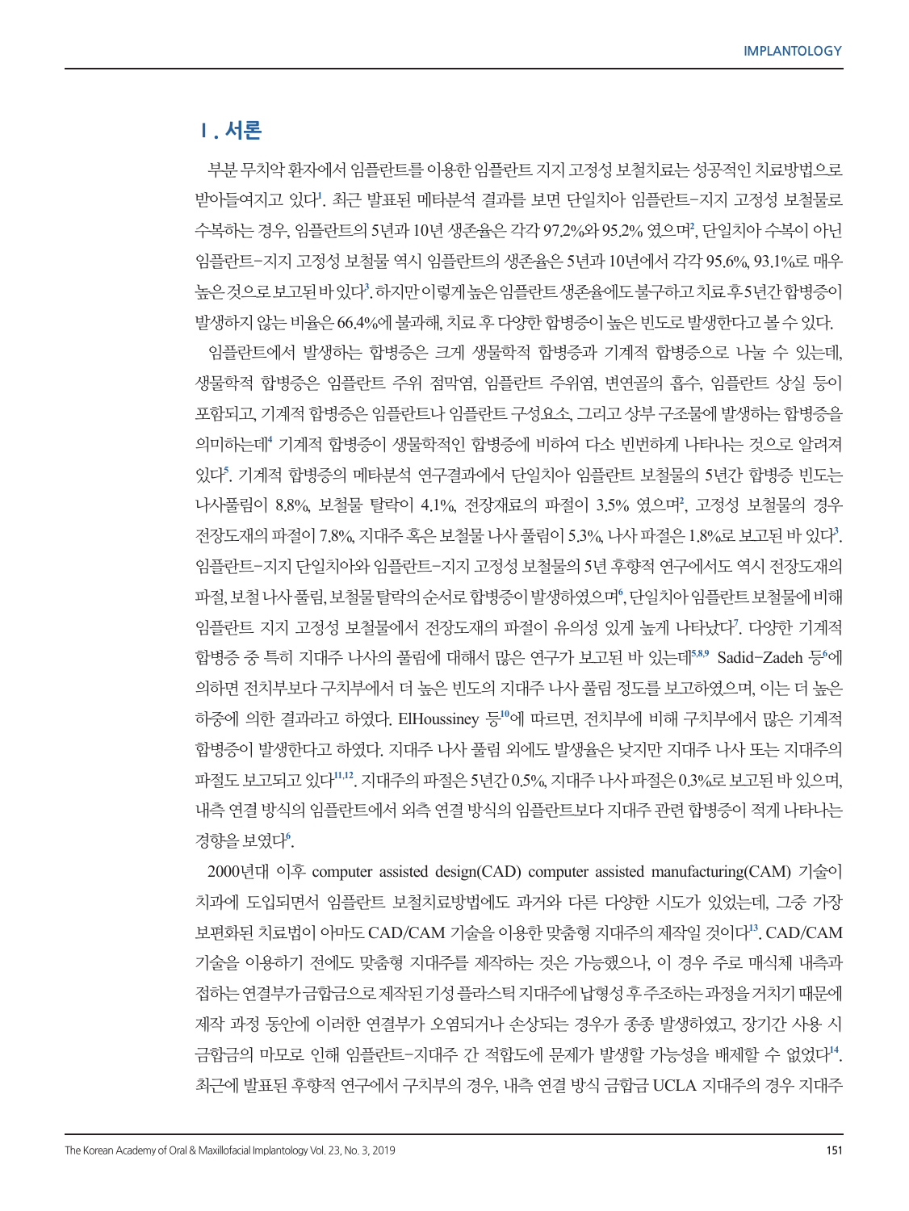## Ⅰ. 서론

부분 무치악 환자에서 임플란트를 이용한 임플란트 지지 고정성 보철치료는 성공적인 치료방법으로 받아들여지고 있다[1]. 최근 발표된 메타분석 결과를 보면 단일치아 임플란트-지지 고정성 보철물로 수복하는 경우, 임플란트의 5년과 10년 생존율은 각각 97.2%와 95.2% 였으며[2], 단일치아 수복이 아닌 임플란트-지지 고정성 보철물 역시 임플란트의 생존율은 5년과 10년에서 각각 95.6%, 93.1%로 매우 높은 것으로 보고된 바 있다[3]. 하지만 이렇게 높은 임플란트 생존율에도 불구하고 치료 후 5년간 합병증이 발생하지 않는 비율은 66.4%에 불과해, 치료 후 다양한 합병증이 높은 빈도로 발생한다고 볼 수 있다.

임플란트에서 발생하는 합병증은 크게 생물학적 합병증과 기계적 합병증으로 나눌 수 있는데, 생물학적 합병증은 임플란트 주위 점막염, 임플란트 주위염, 변연골의 흡수, 임플란트 상실 등이 포함되고, 기계적 합병증은 임플란트나 임플란트 구성요소, 그리고 상부 구조물에 발생하는 합병증을 의미하는데[4] 기계적 합병증이 생물학적인 합병증에 비하여 다소 빈번하게 나타나는 것으로 알려져 있다[5]. 기계적 합병증의 메타분석 연구결과에서 단일치아 임플란트 보철물의 5년간 합병증 빈도는 나사풀림이 8.8%, 보철물 탈락이 4.1%, 전장재료의 파절이 3.5% 였으며[2], 고정성 보철물의 경우 전장도재의 파절이 7.8%, 지대주 혹은 보철물 나사 풀림이 5.3%, 나사 파절은 1.8%로 보고된 바 있다[3]. 임플란트-지지 단일치아와 임플란트-지지 고정성 보철물의 5년 후향적 연구에서도 역시 전장도재의 파절, 보철 나사 풀림, 보철물 탈락의 순서로 합병증이 발생하였으며[6], 단일치아 임플란트 보철물에 비해 임플란트 지지 고정성 보철물에서 전장도재의 파절이 유의성 있게 높게 나타났다[7]. 다양한 기계적 합병증 중 특히 지대주 나사의 풀림에 대해서 많은 연구가 보고된 바 있는데[5,8,9] Sadid-Zadeh 등[8]에 의하면 전치부보다 구치부에서 더 높은 빈도의 지대주 나사 풀림 정도를 보고하였으며, 이는 더 높은 하중에 의한 결과라고 하였다. ElHoussiney 등[10]에 따르면, 전치부에 비해 구치부에서 많은 기계적 합병증이 발생한다고 하였다. 지대주 나사 풀림 외에도 발생율은 낮지만 지대주 나사 또는 지대주의 파절도 보고되고 있다[11,12]. 지대주의 파절은 5년간 0.5%, 지대주 나사 파절은 0.3%로 보고된 바 있으며, 내측 연결 방식의 임플란트에서 외측 연결 방식의 임플란트보다 지대주 관련 합병증이 적게 나타나는 경향을 보였다[6].

2000년대 이후 computer assisted design(CAD) computer assisted manufacturing(CAM) 기술이 치과에 도입되면서 임플란트 보철치료방법에도 과거와 다른 다양한 시도가 있었는데, 그중 가장 보편화된 치료법이 아마도 CAD/CAM 기술을 이용한 맞춤형 지대주의 제작일 것이다[13]. CAD/CAM 기술을 이용하기 전에도 맞춤형 지대주를 제작하는 것은 가능했으나, 이 경우 주로 매식체 내측과 접하는 연결부가 금합금으로 제작된 기성 플라스틱 지대주에 납형성 후 주조하는 과정을 거치기 때문에 제작 과정 동안에 이러한 연결부가 오염되거나 손상되는 경우가 종종 발생하였고, 장기간 사용 시 금합금의 마모로 인해 임플란트-지대주 간 적합도에 문제가 발생할 가능성을 배제할 수 없었다[14]. 최근에 발표된 후향적 연구에서 구치부의 경우, 내측 연결 방식 금합금 UCLA 지대주의 경우 지대주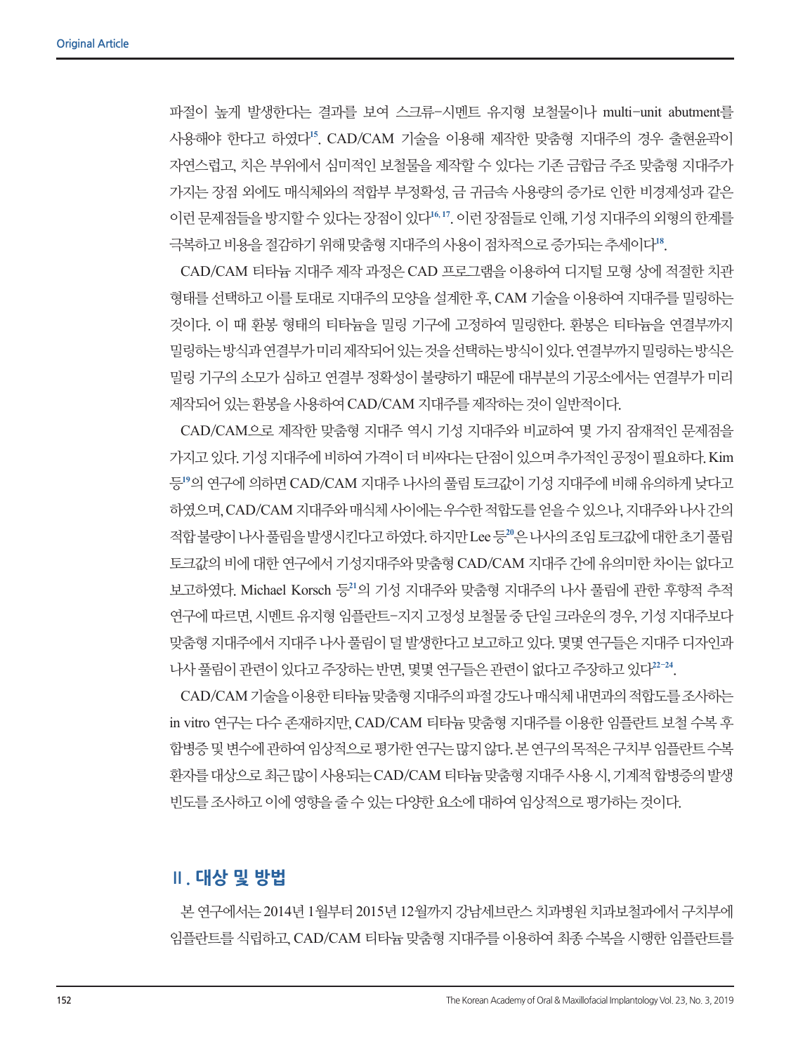파절이 높게 발생한다는 결과를 보여 스크류-시멘트 유지형 보철물이나 multi-unit abutment를 사용해야 한다고 하였다[15]. CAD/CAM 기술을 이용해 제작한 맞춤형 지대주의 경우 출현윤곽이 자연스럽고, 치은 부위에서 심미적인 보철물을 제작할 수 있다는 기존 금합금 주조 맞춤형 지대주가 가지는 장점 외에도 매식체와의 적합부 부정확성, 금 귀금속 사용량의 증가로 인한 비경제성과 같은 이런 문제점들을 방지할 수 있다는 장점이 있다[16,17]. 이런 장점들로 인해, 기성 지대주의 외형의 한계를 극복하고 비용을 절감하기 위해 맞춤형 지대주의 사용이 점차적으로 증가되는 추세이다[18].

CAD/CAM 티타늄 지대주 제작 과정은 CAD 프로그램을 이용하여 디지털 모형 상에 적절한 치관 형태를 선택하고 이를 토대로 지대주의 모양을 설계한 후, CAM 기술을 이용하여 지대주를 밀링하는 것이다. 이 때 환봉 형태의 티타늄을 밀링 기구에 고정하여 밀링한다. 환봉은 티타늄을 연결부까지 밀링하는 방식과 연결부가 미리 제작되어 있는 것을 선택하는 방식이 있다. 연결부까지 밀링하는 방식은 밀링 기구의 소모가 심하고 연결부 정확성이 불량하기 때문에 대부분의 기공소에서는 연결부가 미리 제작되어 있는 환봉을 사용하여 CAD/CAM 지대주를 제작하는 것이 일반적이다.

CAD/CAM으로 제작한 맞춤형 지대주 역시 기성 지대주와 비교하여 몇 가지 잠재적인 문제점을 가지고 있다. 기성 지대주에 비하여 가격이 더 비싸다는 단점이 있으며 추가적인 공정이 필요하다. Kim 등[19]의 연구에 의하면 CAD/CAM 지대주 나사의 풀림 토크값이 기성 지대주에 비해 유의하게 낮다고 하였으며, CAD/CAM 지대주와 매식체 사이에는 우수한 적합도를 얻을 수 있으나, 지대주와 나사 간의 적합 불량이 나사 풀림을 발생시킨다고 하였다. 하지만 Lee 등[20]은 나사의 조임 토크값에 대한 초기 풀림 토크값의 비에 대한 연구에서 기성지대주와 맞춤형 CAD/CAM 지대주 간에 유의미한 차이는 없다고 보고하였다. Michael Korsch 등[21]의 기성 지대주와 맞춤형 지대주의 나사 풀림에 관한 후향적 추적 연구에 따르면, 시멘트 유지형 임플란트-지지 고정성 보철물 중 단일 크라운의 경우, 기성 지대주보다 맞춤형 지대주에서 지대주 나사 풀림이 덜 발생한다고 보고하고 있다. 몇몇 연구들은 지대주 디자인과 나사 풀림이 관련이 있다고 주장하는 반면, 몇몇 연구들은 관련이 없다고 주장하고 있다[22-24].

CAD/CAM 기술을 이용한 티타늄 맞춤형 지대주의 파절 강도나 매식체 내면과의 적합도를 조사하는 in vitro 연구는 다수 존재하지만, CAD/CAM 티타늄 맞춤형 지대주를 이용한 임플란트 보철 수복 후 합병증 및 변수에 관하여 임상적으로 평가한 연구는 많지 않다. 본 연구의 목적은 구치부 임플란트 수복 환자를 대상으로 최근 많이 사용되는 CAD/CAM 티타늄 맞춤형 지대주 사용 시, 기계적 합병증의 발생 빈도를 조사하고 이에 영향을 줄 수 있는 다양한 요소에 대하여 임상적으로 평가하는 것이다.

## Ⅱ. 대상 및 방법

본 연구에서는 2014년 1월부터 2015년 12월까지 강남세브란스 치과병원 치과보철과에서 구치부에 임플란트를 식립하고, CAD/CAM 티타늄 맞춤형 지대주를 이용하여 최종 수복을 시행한 임플란트를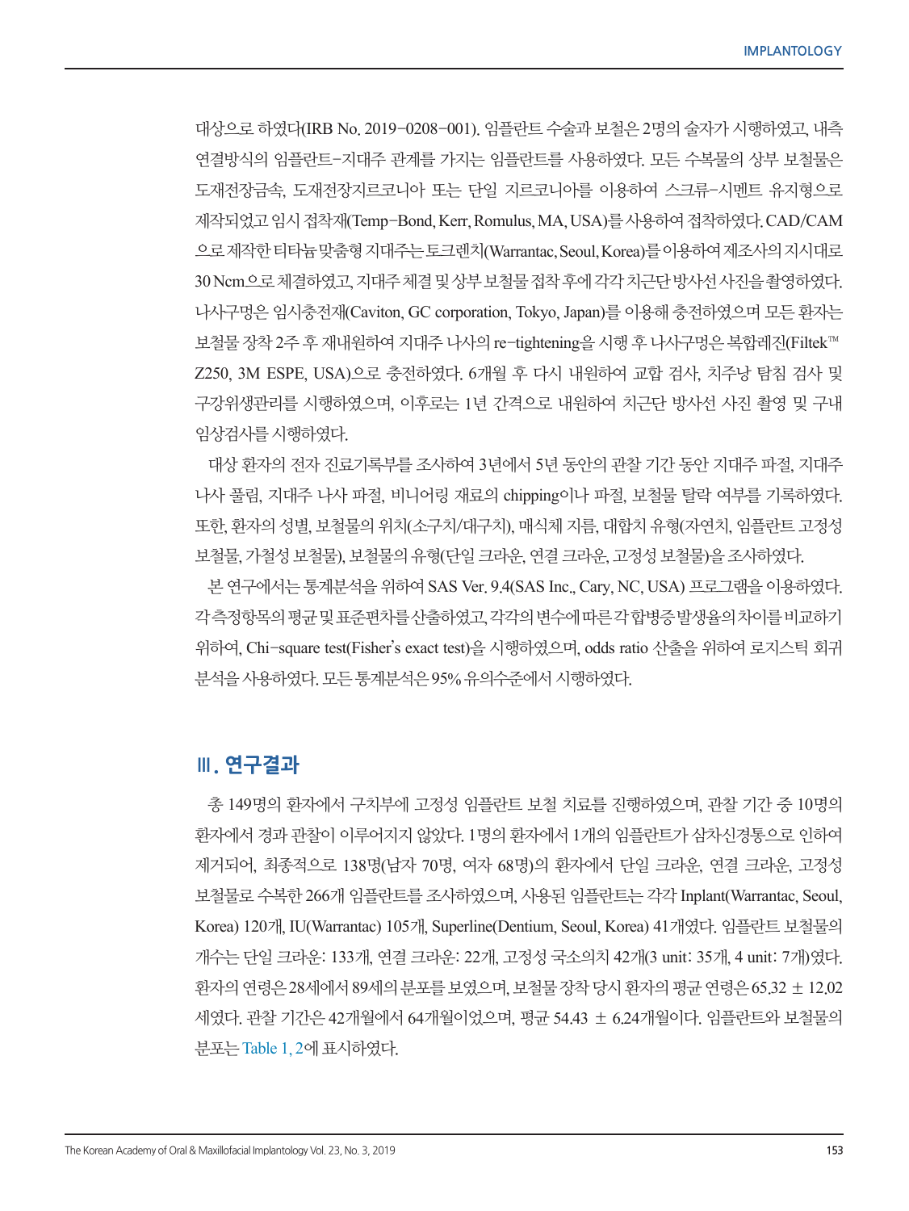대상으로 하였다(IRB No. 2019-0208-001). 임플란트 수술과 보철은 2명의 술자가 시행하였고, 내측 연결방식의 임플란트-지대주 관계를 가지는 임플란트를 사용하였다. 모든 수복물의 상부 보철물은 도재전장금속, 도재전장지르코니아 또는 단일 지르코니아를 이용하여 스크류-시멘트 유지형으로 제작되었고 임시 접착재(Temp-Bond, Kerr, Romulus, MA, USA)를 사용하여 접착하였다. CAD/CAM으로 제작한 티타늄 맞춤형 지대주는 토크렌치(Warrantac, Seoul, Korea)를 이용하여 제조사의 지시대로 30 Ncm으로 체결하였고, 지대주 체결 및 상부 보철물 접착 후에 각각 치근단 방사선 사진을 촬영하였다. 나사구멍은 임시충전재(Caviton, GC corporation, Tokyo, Japan)를 이용해 충전하였으며 모든 환자는 보철물 장착 2주 후 재내원하여 지대주 나사의 re-tightening을 시행 후 나사구멍은 복합레진(Filtek™ Z250, 3M ESPE, USA)으로 충전하였다. 6개월 후 다시 내원하여 교합 검사, 치주낭 탐침 검사 및 구강위생관리를 시행하였으며, 이후로는 1년 간격으로 내원하여 치근단 방사선 사진 촬영 및 구내 임상검사를 시행하였다.

대상 환자의 전자 진료기록부를 조사하여 3년에서 5년 동안의 관찰 기간 동안 지대주 파절, 지대주 나사 풀림, 지대주 나사 파절, 비니어링 재료의 chipping이나 파절, 보철물 탈락 여부를 기록하였다. 또한, 환자의 성별, 보철물의 위치(소구치/대구치), 매식체 지름, 대합치 유형(자연치, 임플란트 고정성 보철물, 가철성 보철물), 보철물의 유형(단일 크라운, 연결 크라운, 고정성 보철물)을 조사하였다.

본 연구에서는 통계분석을 위하여 SAS Ver. 9.4(SAS Inc., Cary, NC, USA) 프로그램을 이용하였다. 각 측정항목의 평균 및 표준편차를 산출하였고, 각각의 변수에 따른 각 합병증 발생율의 차이를 비교하기 위하여, Chi-square test(Fisher's exact test)을 시행하였으며, odds ratio 산출을 위하여 로지스틱 회귀 분석을 사용하였다. 모든 통계분석은 95% 유의수준에서 시행하였다.

## Ⅲ. 연구결과

총 149명의 환자에서 구치부에 고정성 임플란트 보철 치료를 진행하였으며, 관찰 기간 중 10명의 환자에서 경과 관찰이 이루어지지 않았다. 1명의 환자에서 1개의 임플란트가 삼차신경통으로 인하여 제거되어, 최종적으로 138명(남자 70명, 여자 68명)의 환자에서 단일 크라운, 연결 크라운, 고정성 보철물로 수복한 266개 임플란트를 조사하였으며, 사용된 임플란트는 각각 Inplant(Warrantac, Seoul, Korea) 120개, IU(Warrantac) 105개, Superline(Dentium, Seoul, Korea) 41개였다. 임플란트 보철물의 개수는 단일 크라운: 133개, 연결 크라운: 22개, 고정성 국소의치 42개(3 unit: 35개, 4 unit: 7개)였다. 환자의 연령은 28세에서 89세의 분포를 보였으며, 보철물 장착 당시 환자의 평균 연령은 65.32 ± 12.02세였다. 관찰 기간은 42개월에서 64개월이었으며, 평균 54.43 ± 6.24개월이다. 임플란트와 보철물의 분포는 Table 1, 2에 표시하였다.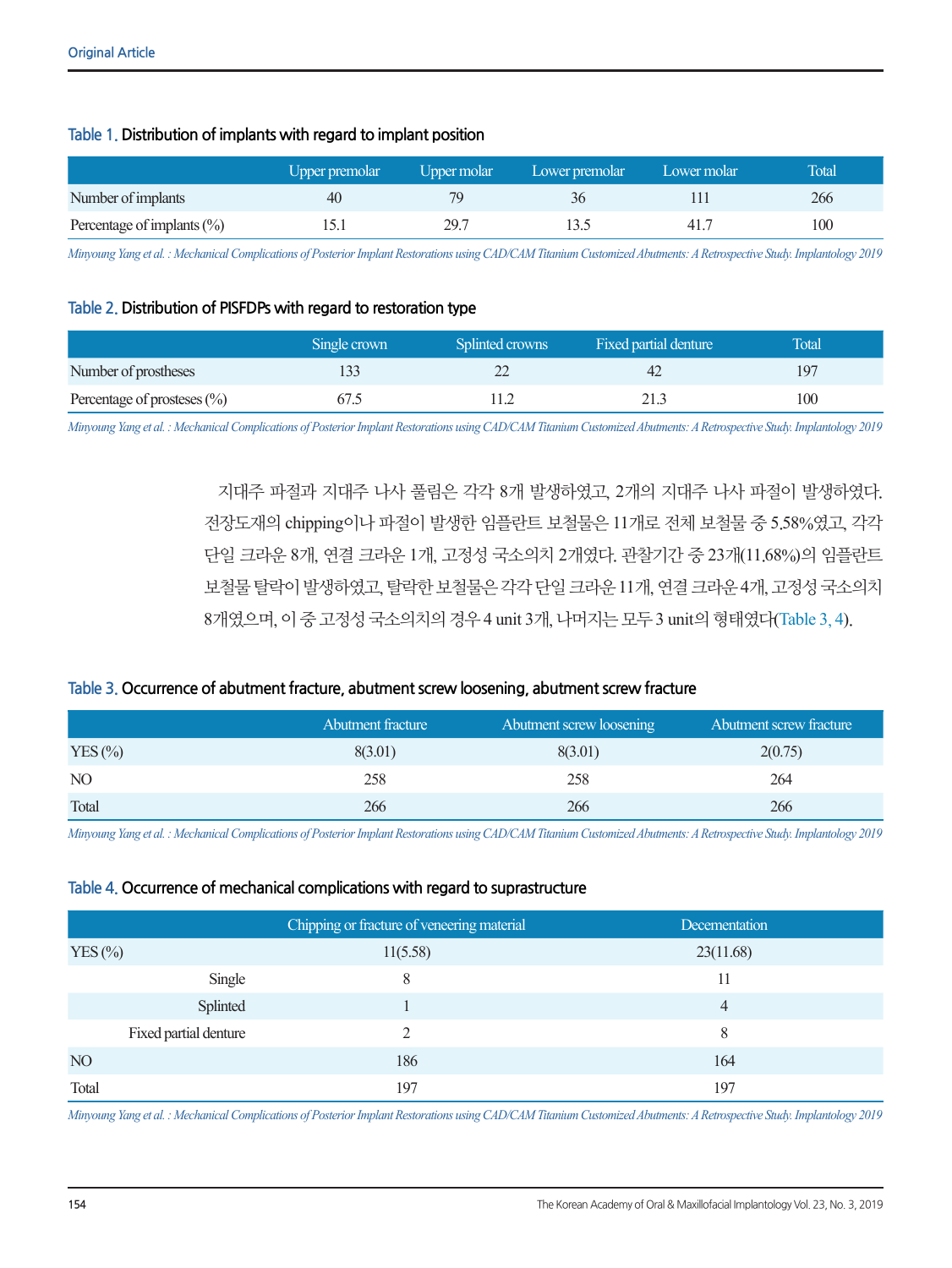**Table 1.** Distribution of implants with regard to implant position

| | Upper premolar | Upper molar | Lower premolar | Lower molar | Total |
|---|---|---|---|---|---|
| Number of implants | 40 | 79 | 36 | 111 | 266 |
| Percentage of implants (%) | 15.1 | 29.7 | 13.5 | 41.7 | 100 |

*Minyoung Yang et al. : Mechanical Complications of Posterior Implant Restorations using CAD/CAM Titanium Customized Abutments: A Retrospective Study. Implantology 2019*

**Table 2.** Distribution of PISFDPs with regard to restoration type

| | Single crown | Splinted crowns | Fixed partial denture | Total |
|---|---|---|---|---|
| Number of prostheses | 133 | 22 | 42 | 197 |
| Percentage of prosteses (%) | 67.5 | 11.2 | 21.3 | 100 |

*Minyoung Yang et al. : Mechanical Complications of Posterior Implant Restorations using CAD/CAM Titanium Customized Abutments: A Retrospective Study. Implantology 2019*

지대주 파절과 지대주 나사 풀림은 각각 8개 발생하였고, 2개의 지대주 나사 파절이 발생하였다. 전장도재의 chipping이나 파절이 발생한 임플란트 보철물은 11개로 전체 보철물 중 5.58%였고, 각각 단일 크라운 8개, 연결 크라운 1개, 고정성 국소의치 2개였다. 관찰기간 중 23개(11.68%)의 임플란트 보철물 탈락이 발생하였고, 탈락한 보철물은 각각 단일 크라운 11개, 연결 크라운 4개, 고정성 국소의치 8개였으며, 이 중 고정성 국소의치의 경우 4 unit 3개, 나머지는 모두 3 unit의 형태였다(Table 3, 4).

**Table 3.** Occurrence of abutment fracture, abutment screw loosening, abutment screw fracture

| | Abutment fracture | Abutment screw loosening | Abutment screw fracture |
|---|---|---|---|
| YES (%) | 8(3.01) | 8(3.01) | 2(0.75) |
| NO | 258 | 258 | 264 |
| Total | 266 | 266 | 266 |

*Minyoung Yang et al. : Mechanical Complications of Posterior Implant Restorations using CAD/CAM Titanium Customized Abutments: A Retrospective Study. Implantology 2019*

**Table 4.** Occurrence of mechanical complications with regard to suprastructure

| | Chipping or fracture of veneering material | Decementation |
|---|---|---|
| YES (%) | 11(5.58) | 23(11.68) |
| Single | 8 | 11 |
| Splinted | 1 | 4 |
| Fixed partial denture | 2 | 8 |
| NO | 186 | 164 |
| Total | 197 | 197 |

*Minyoung Yang et al. : Mechanical Complications of Posterior Implant Restorations using CAD/CAM Titanium Customized Abutments: A Retrospective Study. Implantology 2019*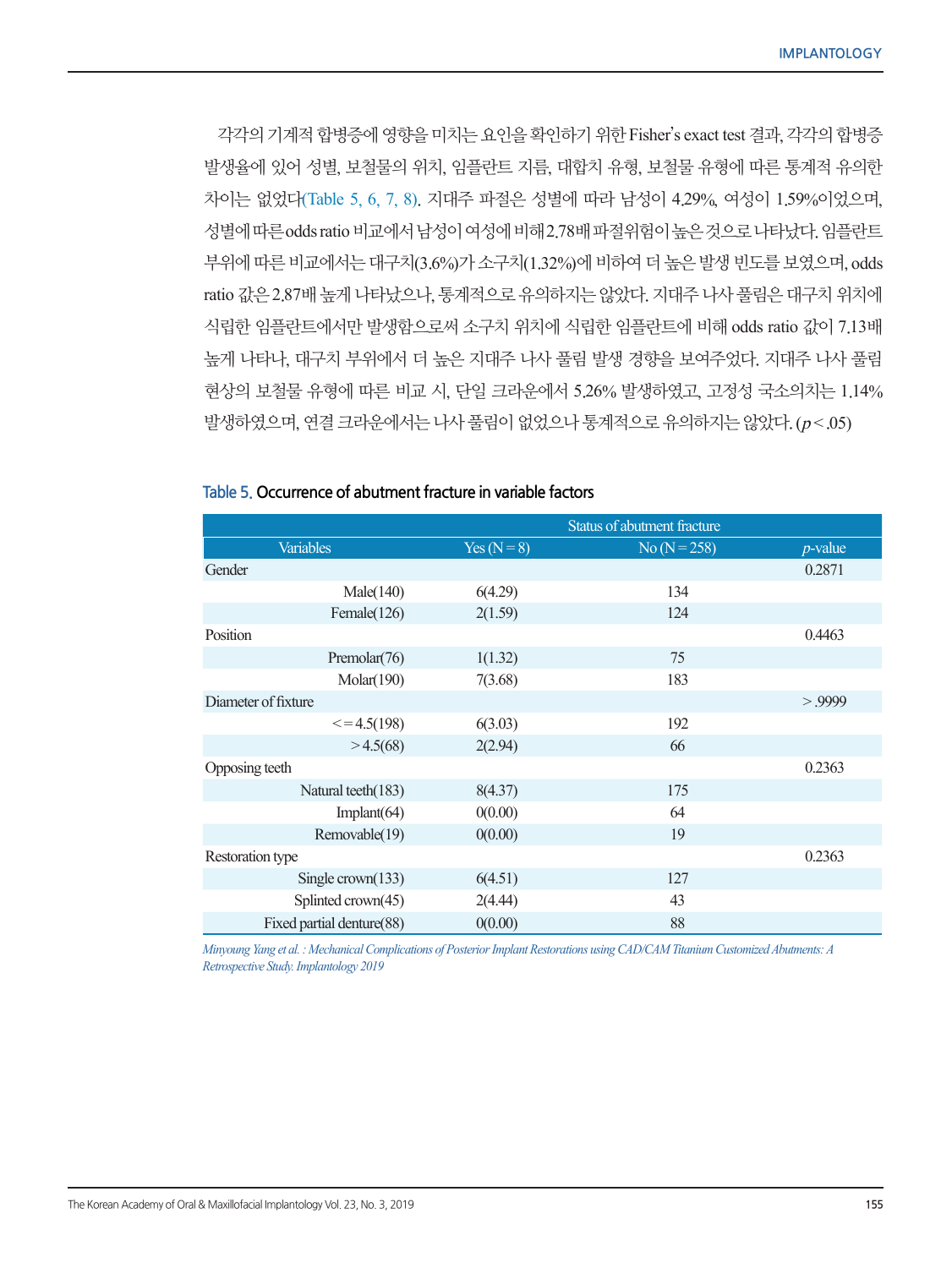각각의 기계적 합병증에 영향을 미치는 요인을 확인하기 위한 Fisher's exact test 결과, 각각의 합병증 발생율에 있어 성별, 보철물의 위치, 임플란트 지름, 대합치 유형, 보철물 유형에 따른 통계적 유의한 차이는 없었다(Table 5, 6, 7, 8). 지대주 파절은 성별에 따라 남성이 4.29%, 여성이 1.59%이었으며, 성별에 따른 odds ratio 비교에서 남성이 여성에 비해 2.78배 파절위험이 높은 것으로 나타났다. 임플란트 부위에 따른 비교에서는 대구치(3.6%)가 소구치(1.32%)에 비하여 더 높은 발생 빈도를 보였으며, odds ratio 값은 2.87배 높게 나타났으나, 통계적으로 유의하지는 않았다. 지대주 나사 풀림은 대구치 위치에 식립한 임플란트에서만 발생함으로써 소구치 위치에 식립한 임플란트에 비해 odds ratio 값이 7.13배 높게 나타나, 대구치 부위에서 더 높은 지대주 나사 풀림 발생 경향을 보여주었다. 지대주 나사 풀림 현상의 보철물 유형에 따른 비교 시, 단일 크라운에서 5.26% 발생하였고, 고정성 국소의치는 1.14% 발생하였으며, 연결 크라운에서는 나사 풀림이 없었으나 통계적으로 유의하지는 않았다. ($p < .05$)

**Table 5.** Occurrence of abutment fracture in variable factors

| Variables | Status of abutment fracture | | *p*-value |
|---|---|---|---|
| | Yes (N = 8) | No (N = 258) | |
| Gender | | | 0.2871 |
| Male(140) | 6(4.29) | 134 | |
| Female(126) | 2(1.59) | 124 | |
| Position | | | 0.4463 |
| Premolar(76) | 1(1.32) | 75 | |
| Molar(190) | 7(3.68) | 183 | |
| Diameter of fixture | | | > .9999 |
| <= 4.5(198) | 6(3.03) | 192 | |
| > 4.5(68) | 2(2.94) | 66 | |
| Opposing teeth | | | 0.2363 |
| Natural teeth(183) | 8(4.37) | 175 | |
| Implant(64) | 0(0.00) | 64 | |
| Removable(19) | 0(0.00) | 19 | |
| Restoration type | | | 0.2363 |
| Single crown(133) | 6(4.51) | 127 | |
| Splinted crown(45) | 2(4.44) | 43 | |
| Fixed partial denture(88) | 0(0.00) | 88 | |

*Minyoung Yang et al. : Mechanical Complications of Posterior Implant Restorations using CAD/CAM Titanium Customized Abutments: A Retrospective Study. Implantology 2019*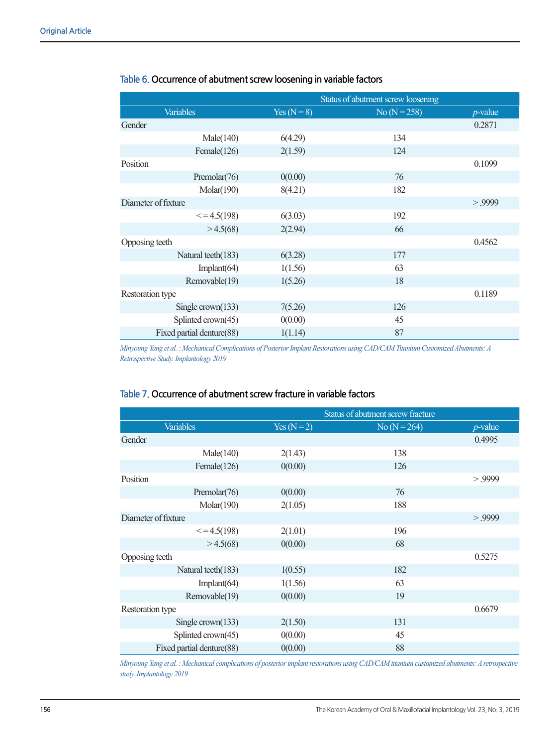**Table 6.** Occurrence of abutment screw loosening in variable factors

| Variables | Status of abutment screw loosening | | |
|---|---|---|---|
| | Yes (N = 8) | No (N = 258) | *p*-value |
| Gender | | | 0.2871 |
| Male(140) | 6(4.29) | 134 | |
| Female(126) | 2(1.59) | 124 | |
| Position | | | 0.1099 |
| Premolar(76) | 0(0.00) | 76 | |
| Molar(190) | 8(4.21) | 182 | |
| Diameter of fixture | | | > .9999 |
| <= 4.5(198) | 6(3.03) | 192 | |
| > 4.5(68) | 2(2.94) | 66 | |
| Opposing teeth | | | 0.4562 |
| Natural teeth(183) | 6(3.28) | 177 | |
| Implant(64) | 1(1.56) | 63 | |
| Removable(19) | 1(5.26) | 18 | |
| Restoration type | | | 0.1189 |
| Single crown(133) | 7(5.26) | 126 | |
| Splinted crown(45) | 0(0.00) | 45 | |
| Fixed partial denture(88) | 1(1.14) | 87 | |

*Minyoung Yang et al. : Mechanical Complications of Posterior Implant Restorations using CAD/CAM Titanium Customized Abutments: A Retrospective Study. Implantology 2019*

**Table 7.** Occurrence of abutment screw fracture in variable factors

| Variables | Status of abutment screw fracture | | |
|---|---|---|---|
| | Yes (N = 2) | No (N = 264) | *p*-value |
| Gender | | | 0.4995 |
| Male(140) | 2(1.43) | 138 | |
| Female(126) | 0(0.00) | 126 | |
| Position | | | > .9999 |
| Premolar(76) | 0(0.00) | 76 | |
| Molar(190) | 2(1.05) | 188 | |
| Diameter of fixture | | | > .9999 |
| <= 4.5(198) | 2(1.01) | 196 | |
| > 4.5(68) | 0(0.00) | 68 | |
| Opposing teeth | | | 0.5275 |
| Natural teeth(183) | 1(0.55) | 182 | |
| Implant(64) | 1(1.56) | 63 | |
| Removable(19) | 0(0.00) | 19 | |
| Restoration type | | | 0.6679 |
| Single crown(133) | 2(1.50) | 131 | |
| Splinted crown(45) | 0(0.00) | 45 | |
| Fixed partial denture(88) | 0(0.00) | 88 | |

*Minyoung Yang et al. : Mechanical complications of posterior implant restorations using CAD/CAM titanium customized abutments: A retrospective study. Implantology 2019*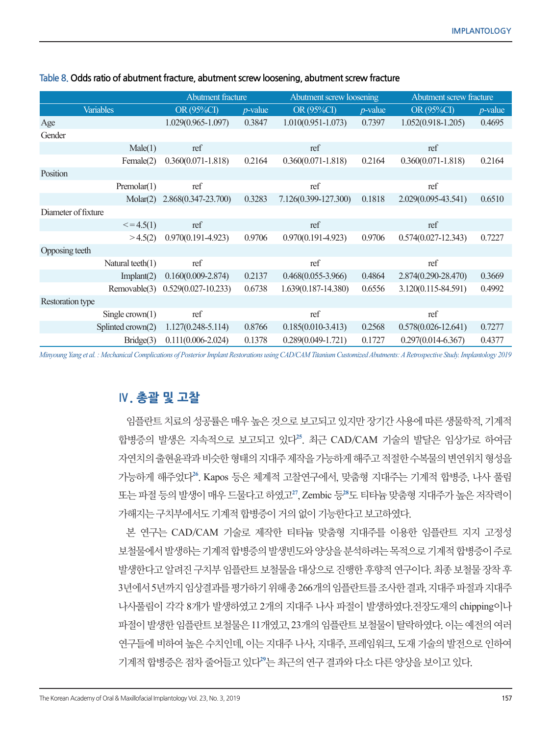Table 8. Odds ratio of abutment fracture, abutment screw loosening, abutment screw fracture

| Variables | | Abutment fracture | | Abutment screw loosening | | Abutment screw fracture | |
|---|---|---|---|---|---|---|---|
| | | OR (95%CI) | *p*-value | OR (95%CI) | *p*-value | OR (95%CI) | *p*-value |
| Age | | 1.029(0.965-1.097) | 0.3847 | 1.010(0.951-1.073) | 0.7397 | 1.052(0.918-1.205) | 0.4695 |
| Gender | | | | | | | |
| | Male(1) | ref | | ref | | ref | |
| | Female(2) | 0.360(0.071-1.818) | 0.2164 | 0.360(0.071-1.818) | 0.2164 | 0.360(0.071-1.818) | 0.2164 |
| Position | | | | | | | |
| | Premolar(1) | ref | | ref | | ref | |
| | Molar(2) | 2.868(0.347-23.700) | 0.3283 | 7.126(0.399-127.300) | 0.1818 | 2.029(0.095-43.541) | 0.6510 |
| Diameter of fixture | | | | | | | |
| | <=4.5(1) | ref | | ref | | ref | |
| | >4.5(2) | 0.970(0.191-4.923) | 0.9706 | 0.970(0.191-4.923) | 0.9706 | 0.574(0.027-12.343) | 0.7227 |
| Opposing teeth | | | | | | | |
| | Natural teeth(1) | ref | | ref | | ref | |
| | Implant(2) | 0.160(0.009-2.874) | 0.2137 | 0.468(0.055-3.966) | 0.4864 | 2.874(0.290-28.470) | 0.3669 |
| | Removable(3) | 0.529(0.027-10.233) | 0.6738 | 1.639(0.187-14.380) | 0.6556 | 3.120(0.115-84.591) | 0.4992 |
| Restoration type | | | | | | | |
| | Single crown(1) | ref | | ref | | ref | |
| | Splinted crown(2) | 1.127(0.248-5.114) | 0.8766 | 0.185(0.010-3.413) | 0.2568 | 0.578(0.026-12.641) | 0.7277 |
| | Bridge(3) | 0.111(0.006-2.024) | 0.1378 | 0.289(0.049-1.721) | 0.1727 | 0.297(0.014-6.367) | 0.4377 |

## Ⅳ. 총괄 및 고찰

임플란트 치료의 성공률은 매우 높은 것으로 보고되고 있지만 장기간 사용에 따른 생물학적, 기계적 합병증의 발생은 지속적으로 보고되고 있다[25]. 최근 CAD/CAM 기술의 발달은 임상가로 하여금 자연치의 출현윤곽과 비슷한 형태의 지대주 제작을 가능하게 해주고 적절한 수복물의 변연위치 형성을 가능하게 해주었다[26]. Kapos 등은 체계적 고찰연구에서, 맞춤형 지대주는 기계적 합병증, 나사 풀림 또는 파절 등의 발생이 매우 드물다고 하였고[27], Zembic 등[28]도 티타늄 맞춤형 지대주가 높은 저작력이 가해지는 구치부에서도 기계적 합병증이 거의 없이 기능한다고 보고하였다.

본 연구는 CAD/CAM 기술로 제작한 티타늄 맞춤형 지대주를 이용한 임플란트 지지 고정성 보철물에서 발생하는 기계적 합병증의 발생빈도와 양상을 분석하려는 목적으로 기계적 합병증이 주로 발생한다고 알려진 구치부 임플란트 보철물을 대상으로 진행한 후향적 연구이다. 최종 보철물 장착 후 3년에서 5년까지 임상결과를 평가하기 위해 총 266개의 임플란트를 조사한 결과, 지대주 파절과 지대주 나사풀림이 각각 8개가 발생하였고 2개의 지대주 나사 파절이 발생하였다.전장도재의 chipping이나 파절이 발생한 임플란트 보철물은 11개였고, 23개의 임플란트 보철물이 탈락하였다. 이는 예전의 여러 연구들에 비하여 높은 수치인데, 이는 지대주 나사, 지대주, 프레임워크, 도재 기술의 발전으로 인하여 기계적 합병증은 점차 줄어들고 있다[29]는 최근의 연구 결과와 다소 다른 양상을 보이고 있다.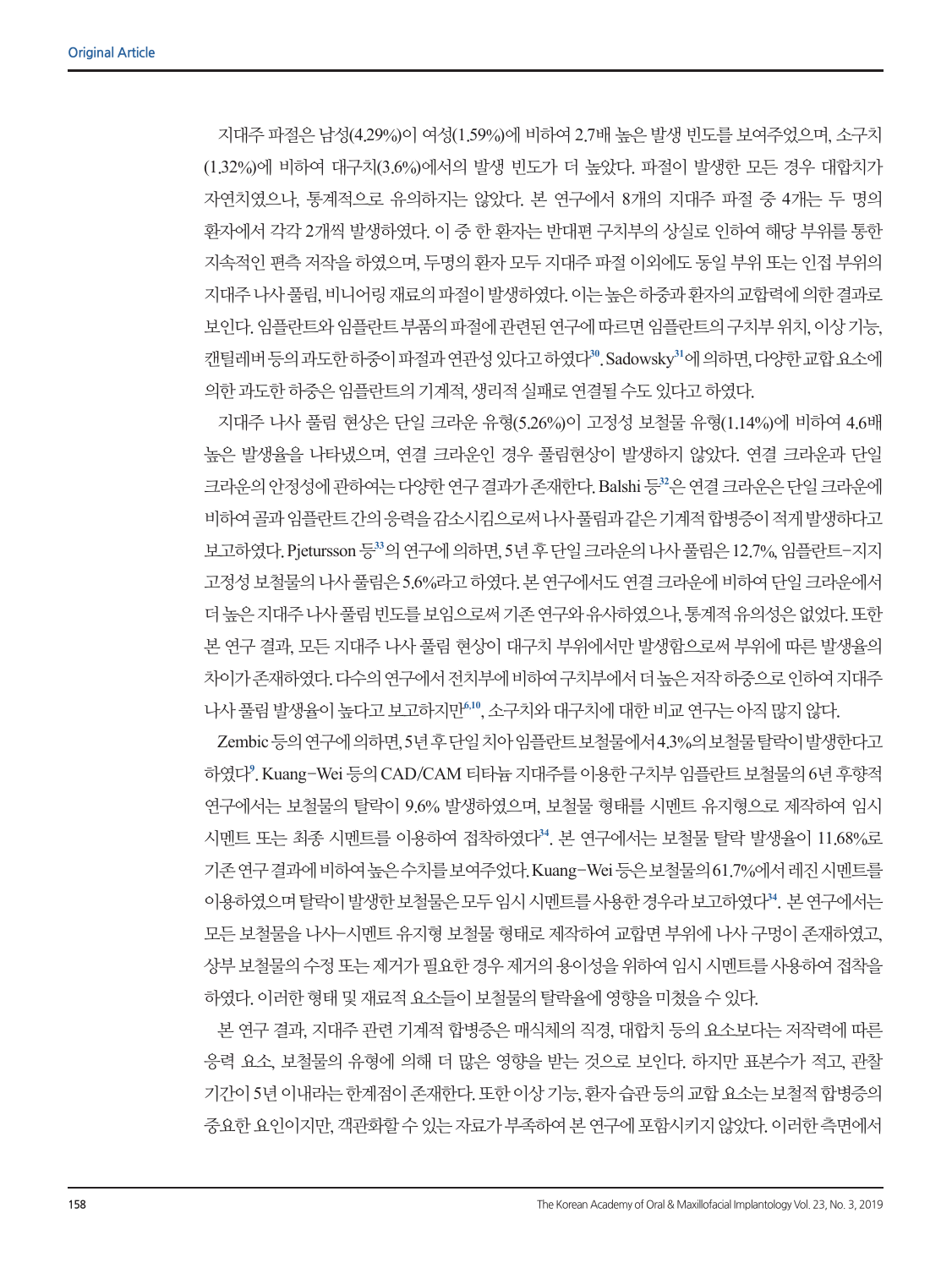지대주 파절은 남성(4.29%)이 여성(1.59%)에 비하여 2.7배 높은 발생 빈도를 보여주었으며, 소구치(1.32%)에 비하여 대구치(3.6%)에서의 발생 빈도가 더 높았다. 파절이 발생한 모든 경우 대합치가 자연치였으나, 통계적으로 유의하지는 않았다. 본 연구에서 8개의 지대주 파절 중 4개는 두 명의 환자에서 각각 2개씩 발생하였다. 이 중 한 환자는 반대편 구치부의 상실로 인하여 해당 부위를 통한 지속적인 편측 저작을 하였으며, 두명의 환자 모두 지대주 파절 이외에도 동일 부위 또는 인접 부위의 지대주 나사 풀림, 비니어링 재료의 파절이 발생하였다. 이는 높은 하중과 환자의 교합력에 의한 결과로 보인다. 임플란트와 임플란트 부품의 파절에 관련된 연구에 따르면 임플란트의 구치부 위치, 이상 기능, 캔틸레버 등의 과도한 하중이 파절과 연관성 있다고 하였다[30]. Sadowsky[31]에 의하면, 다양한 교합 요소에 의한 과도한 하중은 임플란트의 기계적, 생리적 실패로 연결될 수도 있다고 하였다.

지대주 나사 풀림 현상은 단일 크라운 유형(5.26%)이 고정성 보철물 유형(1.14%)에 비하여 4.6배 높은 발생율을 나타냈으며, 연결 크라운인 경우 풀림현상이 발생하지 않았다. 연결 크라운과 단일 크라운의 안정성에 관하여는 다양한 연구 결과가 존재한다. Balshi 등[32]은 연결 크라운은 단일 크라운에 비하여 골과 임플란트 간의 응력을 감소시킴으로써 나사 풀림과 같은 기계적 합병증이 적게 발생하다고 보고하였다. Pjetursson 등[33]의 연구에 의하면, 5년 후 단일 크라운의 나사 풀림은 12.7%, 임플란트-지지 고정성 보철물의 나사 풀림은 5.6%라고 하였다. 본 연구에서도 연결 크라운에 비하여 단일 크라운에서 더 높은 지대주 나사 풀림 빈도를 보임으로써 기존 연구와 유사하였으나, 통계적 유의성은 없었다. 또한 본 연구 결과, 모든 지대주 나사 풀림 현상이 대구치 부위에서만 발생함으로써 부위에 따른 발생율의 차이가 존재하였다. 다수의 연구에서 전치부에 비하여 구치부에서 더 높은 저작 하중으로 인하여 지대주 나사 풀림 발생율이 높다고 보고하지만[6,10], 소구치와 대구치에 대한 비교 연구는 아직 많지 않다.

Zembic 등의 연구에 의하면, 5년 후 단일 치아 임플란트 보철물에서 4.3%의 보철물 탈락이 발생한다고 하였다[9]. Kuang-Wei 등의 CAD/CAM 티타늄 지대주를 이용한 구치부 임플란트 보철물의 6년 후향적 연구에서는 보철물의 탈락이 9.6% 발생하였으며, 보철물 형태를 시멘트 유지형으로 제작하여 임시 시멘트 또는 최종 시멘트를 이용하여 접착하였다[34]. 본 연구에서는 보철물 탈락 발생율이 11.68%로 기존 연구 결과에 비하여 높은 수치를 보여주었다. Kuang-Wei 등은 보철물의 61.7%에서 레진 시멘트를 이용하였으며 탈락이 발생한 보철물은 모두 임시 시멘트를 사용한 경우라 보고하였다[34]. 본 연구에서는 모든 보철물을 나사-시멘트 유지형 보철물 형태로 제작하여 교합면 부위에 나사 구멍이 존재하였고, 상부 보철물의 수정 또는 제거가 필요한 경우 제거의 용이성을 위하여 임시 시멘트를 사용하여 접착을 하였다. 이러한 형태 및 재료적 요소들이 보철물의 탈락율에 영향을 미쳤을 수 있다.

본 연구 결과, 지대주 관련 기계적 합병증은 매식체의 직경, 대합치 등의 요소보다는 저작력에 따른 응력 요소, 보철물의 유형에 의해 더 많은 영향을 받는 것으로 보인다. 하지만 표본수가 적고, 관찰 기간이 5년 이내라는 한계점이 존재한다. 또한 이상 기능, 환자 습관 등의 교합 요소는 보철적 합병증의 중요한 요인이지만, 객관화할 수 있는 자료가 부족하여 본 연구에 포함시키지 않았다. 이러한 측면에서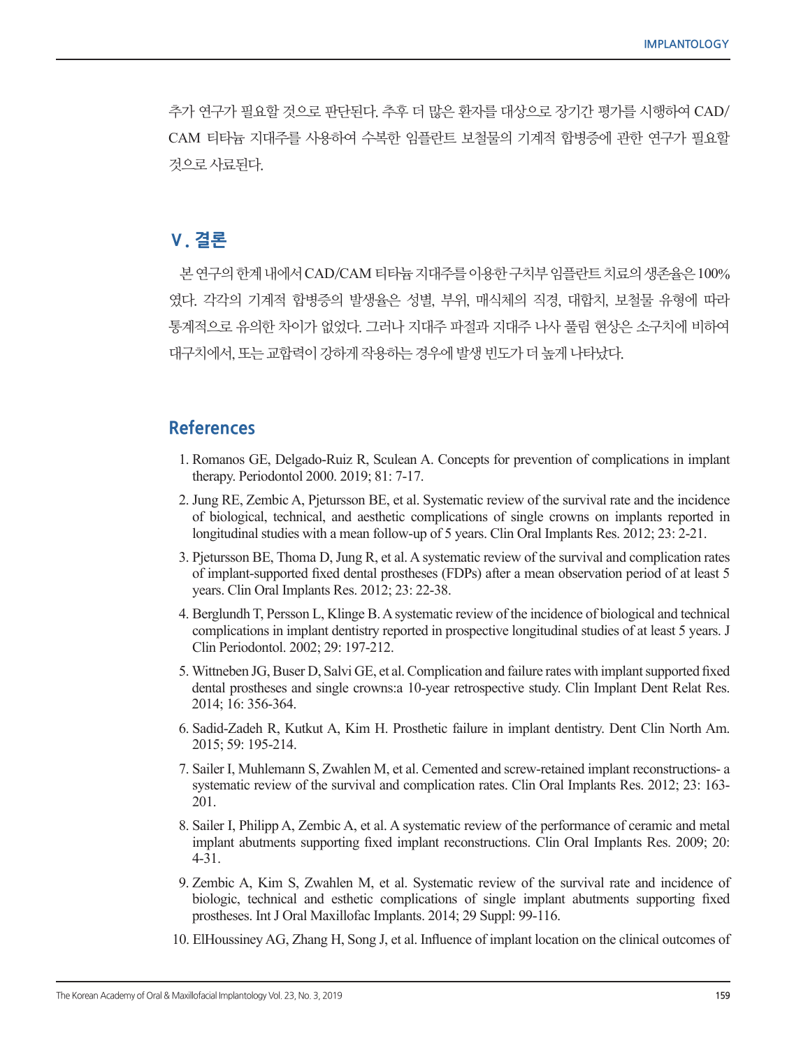추가 연구가 필요할 것으로 판단된다. 추후 더 많은 환자를 대상으로 장기간 평가를 시행하여 CAD/CAM 티타늄 지대주를 사용하여 수복한 임플란트 보철물의 기계적 합병증에 관한 연구가 필요할 것으로 사료된다.

## V. 결론

본 연구의 한계 내에서 CAD/CAM 티타늄 지대주를 이용한 구치부 임플란트 치료의 생존율은 100%였다. 각각의 기계적 합병증의 발생율은 성별, 부위, 매식체의 직경, 대합치, 보철물 유형에 따라 통계적으로 유의한 차이가 없었다. 그러나 지대주 파절과 지대주 나사 풀림 현상은 소구치에 비하여 대구치에서, 또는 교합력이 강하게 작용하는 경우에 발생 빈도가 더 높게 나타났다.

## References

1. Romanos GE, Delgado-Ruiz R, Sculean A. Concepts for prevention of complications in implant therapy. Periodontol 2000. 2019; 81: 7-17.
2. Jung RE, Zembic A, Pjetursson BE, et al. Systematic review of the survival rate and the incidence of biological, technical, and aesthetic complications of single crowns on implants reported in longitudinal studies with a mean follow-up of 5 years. Clin Oral Implants Res. 2012; 23: 2-21.
3. Pjetursson BE, Thoma D, Jung R, et al. A systematic review of the survival and complication rates of implant-supported fixed dental prostheses (FDPs) after a mean observation period of at least 5 years. Clin Oral Implants Res. 2012; 23: 22-38.
4. Berglundh T, Persson L, Klinge B. A systematic review of the incidence of biological and technical complications in implant dentistry reported in prospective longitudinal studies of at least 5 years. J Clin Periodontol. 2002; 29: 197-212.
5. Wittneben JG, Buser D, Salvi GE, et al. Complication and failure rates with implant supported fixed dental prostheses and single crowns:a 10-year retrospective study. Clin Implant Dent Relat Res. 2014; 16: 356-364.
6. Sadid-Zadeh R, Kutkut A, Kim H. Prosthetic failure in implant dentistry. Dent Clin North Am. 2015; 59: 195-214.
7. Sailer I, Muhlemann S, Zwahlen M, et al. Cemented and screw-retained implant reconstructions- a systematic review of the survival and complication rates. Clin Oral Implants Res. 2012; 23: 163-201.
8. Sailer I, Philipp A, Zembic A, et al. A systematic review of the performance of ceramic and metal implant abutments supporting fixed implant reconstructions. Clin Oral Implants Res. 2009; 20: 4-31.
9. Zembic A, Kim S, Zwahlen M, et al. Systematic review of the survival rate and incidence of biologic, technical and esthetic complications of single implant abutments supporting fixed prostheses. Int J Oral Maxillofac Implants. 2014; 29 Suppl: 99-116.
10. ElHoussiney AG, Zhang H, Song J, et al. Influence of implant location on the clinical outcomes of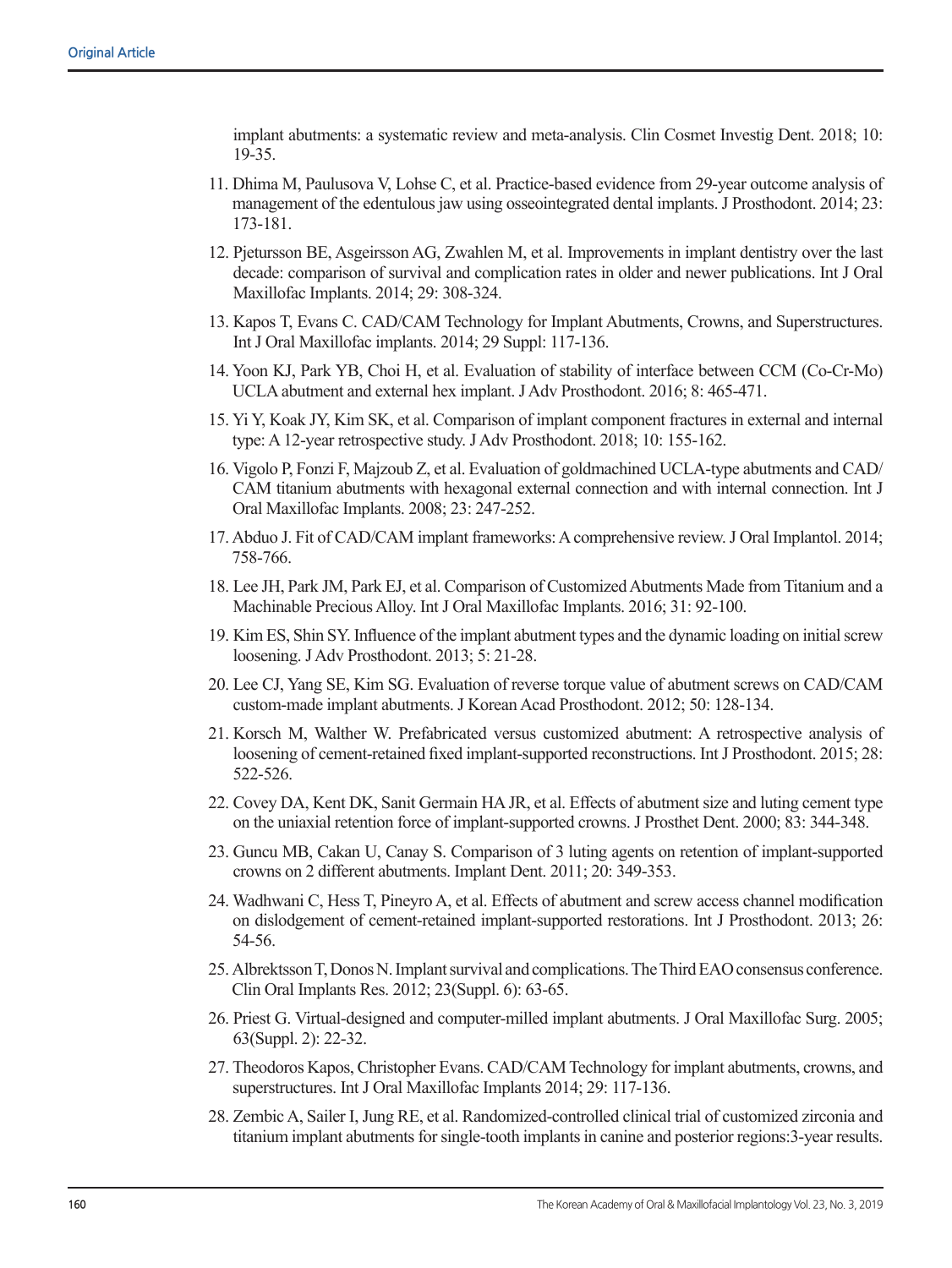implant abutments: a systematic review and meta-analysis. Clin Cosmet Investig Dent. 2018; 10: 19-35.

11. Dhima M, Paulusova V, Lohse C, et al. Practice-based evidence from 29-year outcome analysis of management of the edentulous jaw using osseointegrated dental implants. J Prosthodont. 2014; 23: 173-181.
12. Pjetursson BE, Asgeirsson AG, Zwahlen M, et al. Improvements in implant dentistry over the last decade: comparison of survival and complication rates in older and newer publications. Int J Oral Maxillofac Implants. 2014; 29: 308-324.
13. Kapos T, Evans C. CAD/CAM Technology for Implant Abutments, Crowns, and Superstructures. Int J Oral Maxillofac implants. 2014; 29 Suppl: 117-136.
14. Yoon KJ, Park YB, Choi H, et al. Evaluation of stability of interface between CCM (Co-Cr-Mo) UCLA abutment and external hex implant. J Adv Prosthodont. 2016; 8: 465-471.
15. Yi Y, Koak JY, Kim SK, et al. Comparison of implant component fractures in external and internal type: A 12-year retrospective study. J Adv Prosthodont. 2018; 10: 155-162.
16. Vigolo P, Fonzi F, Majzoub Z, et al. Evaluation of goldmachined UCLA-type abutments and CAD/CAM titanium abutments with hexagonal external connection and with internal connection. Int J Oral Maxillofac Implants. 2008; 23: 247-252.
17. Abduo J. Fit of CAD/CAM implant frameworks: A comprehensive review. J Oral Implantol. 2014; 758-766.
18. Lee JH, Park JM, Park EJ, et al. Comparison of Customized Abutments Made from Titanium and a Machinable Precious Alloy. Int J Oral Maxillofac Implants. 2016; 31: 92-100.
19. Kim ES, Shin SY. Influence of the implant abutment types and the dynamic loading on initial screw loosening. J Adv Prosthodont. 2013; 5: 21-28.
20. Lee CJ, Yang SE, Kim SG. Evaluation of reverse torque value of abutment screws on CAD/CAM custom-made implant abutments. J Korean Acad Prosthodont. 2012; 50: 128-134.
21. Korsch M, Walther W. Prefabricated versus customized abutment: A retrospective analysis of loosening of cement-retained fixed implant-supported reconstructions. Int J Prosthodont. 2015; 28: 522-526.
22. Covey DA, Kent DK, Sanit Germain HA JR, et al. Effects of abutment size and luting cement type on the uniaxial retention force of implant-supported crowns. J Prosthet Dent. 2000; 83: 344-348.
23. Guncu MB, Cakan U, Canay S. Comparison of 3 luting agents on retention of implant-supported crowns on 2 different abutments. Implant Dent. 2011; 20: 349-353.
24. Wadhwani C, Hess T, Pineyro A, et al. Effects of abutment and screw access channel modification on dislodgement of cement-retained implant-supported restorations. Int J Prosthodont. 2013; 26: 54-56.
25. Albrektsson T, Donos N. Implant survival and complications. The Third EAO consensus conference. Clin Oral Implants Res. 2012; 23(Suppl. 6): 63-65.
26. Priest G. Virtual-designed and computer-milled implant abutments. J Oral Maxillofac Surg. 2005; 63(Suppl. 2): 22-32.
27. Theodoros Kapos, Christopher Evans. CAD/CAM Technology for implant abutments, crowns, and superstructures. Int J Oral Maxillofac Implants 2014; 29: 117-136.
28. Zembic A, Sailer I, Jung RE, et al. Randomized-controlled clinical trial of customized zirconia and titanium implant abutments for single-tooth implants in canine and posterior regions:3-year results.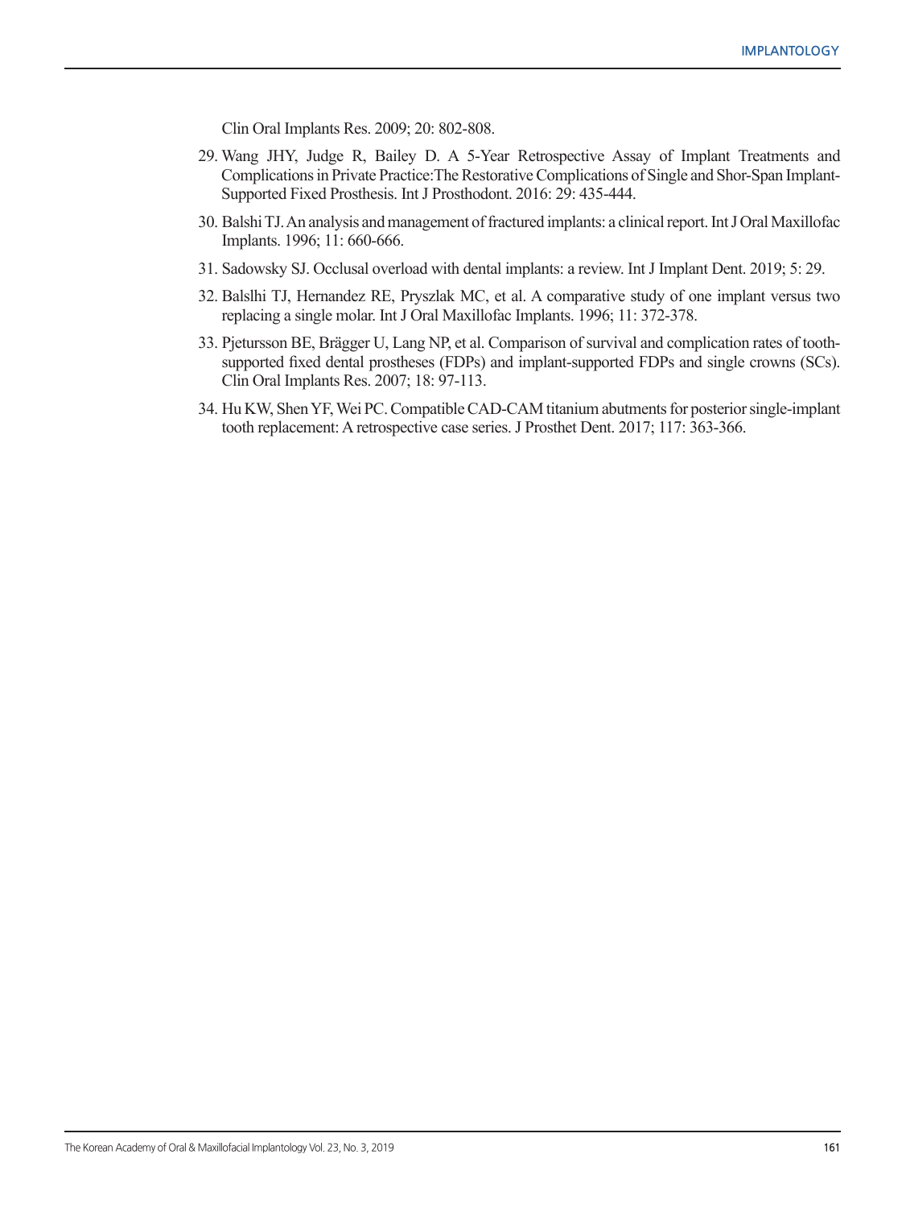Clin Oral Implants Res. 2009; 20: 802-808.

29. Wang JHY, Judge R, Bailey D. A 5-Year Retrospective Assay of Implant Treatments and Complications in Private Practice:The Restorative Complications of Single and Shor-Span Implant-Supported Fixed Prosthesis. Int J Prosthodont. 2016: 29: 435-444.

30. Balshi TJ. An analysis and management of fractured implants: a clinical report. Int J Oral Maxillofac Implants. 1996; 11: 660-666.

31. Sadowsky SJ. Occlusal overload with dental implants: a review. Int J Implant Dent. 2019; 5: 29.

32. Balslhi TJ, Hernandez RE, Pryszlak MC, et al. A comparative study of one implant versus two replacing a single molar. Int J Oral Maxillofac Implants. 1996; 11: 372-378.

33. Pjetursson BE, Brägger U, Lang NP, et al. Comparison of survival and complication rates of tooth-supported fixed dental prostheses (FDPs) and implant-supported FDPs and single crowns (SCs). Clin Oral Implants Res. 2007; 18: 97-113.

34. Hu KW, Shen YF, Wei PC. Compatible CAD-CAM titanium abutments for posterior single-implant tooth replacement: A retrospective case series. J Prosthet Dent. 2017; 117: 363-366.